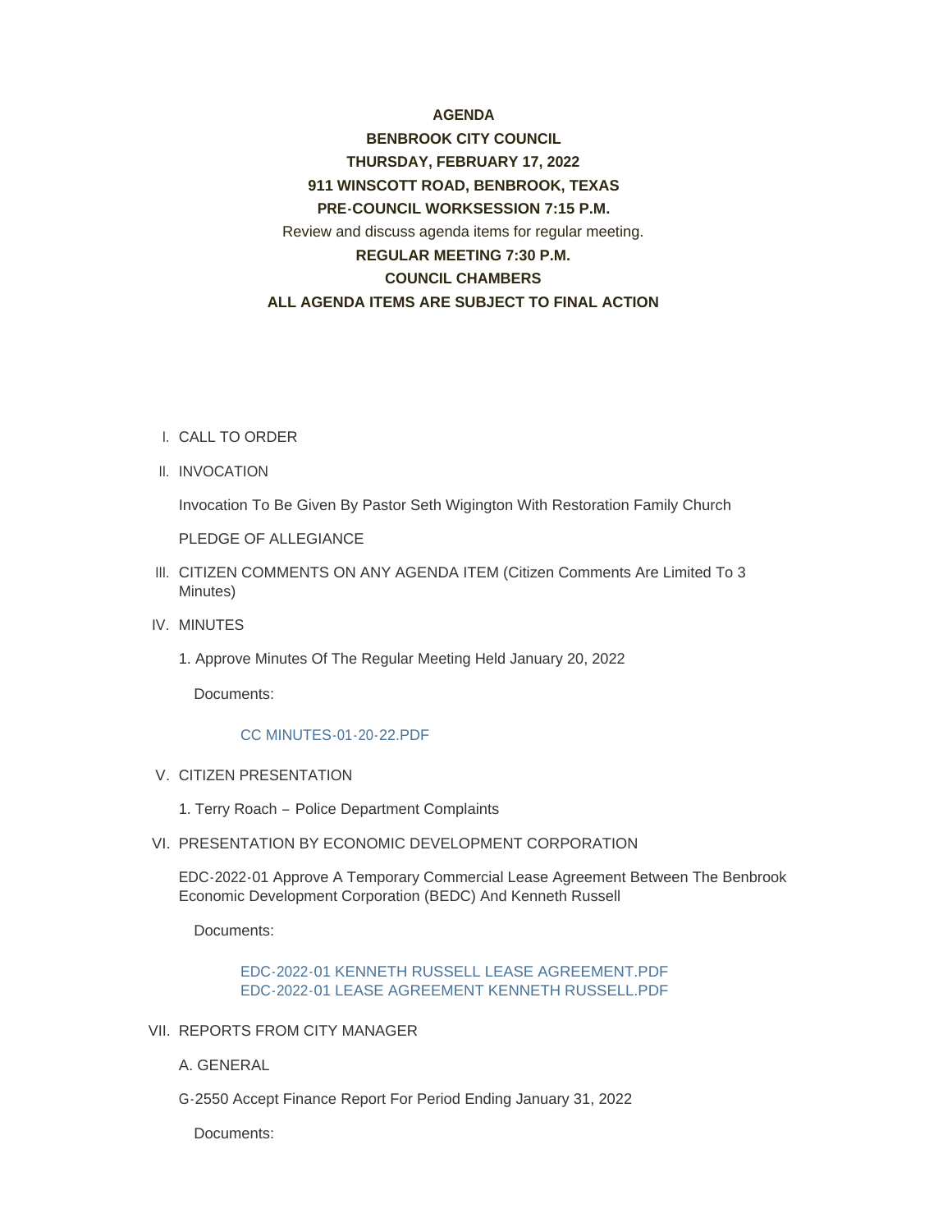**AGENDA**

**BENBROOK CITY COUNCIL**

**THURSDAY, FEBRUARY 17, 2022**

**911 WINSCOTT ROAD, BENBROOK, TEXAS**

**PRE-COUNCIL WORKSESSION 7:15 P.M.**

Review and discuss agenda items for regular meeting.

**REGULAR MEETING 7:30 P.M.**

**COUNCIL CHAMBERS**

**ALL AGENDA ITEMS ARE SUBJECT TO FINAL ACTION**

I. CALL TO ORDER

II. INVOCATION

Invocation To Be Given By Pastor Seth Wigington With Restoration Family Church

PLEDGE OF ALLEGIANCE

III. CITIZEN COMMENTS ON ANY AGENDA ITEM (Citizen Comments Are Limited To 3 Minutes)

IV. MINUTES

1. Approve Minutes Of The Regular Meeting Held January 20, 2022

Documents:

CC MINUTES-01-20-22.PDF

V. CITIZEN PRESENTATION

1. Terry Roach – Police Department Complaints

VI. PRESENTATION BY ECONOMIC DEVELOPMENT CORPORATION

EDC-2022-01 Approve A Temporary Commercial Lease Agreement Between The Benbrook Economic Development Corporation (BEDC) And Kenneth Russell

Documents:

EDC-2022-01 KENNETH RUSSELL LEASE AGREEMENT.PDF
EDC-2022-01 LEASE AGREEMENT KENNETH RUSSELL.PDF

VII. REPORTS FROM CITY MANAGER

A. GENERAL

G-2550 Accept Finance Report For Period Ending January 31, 2022

Documents: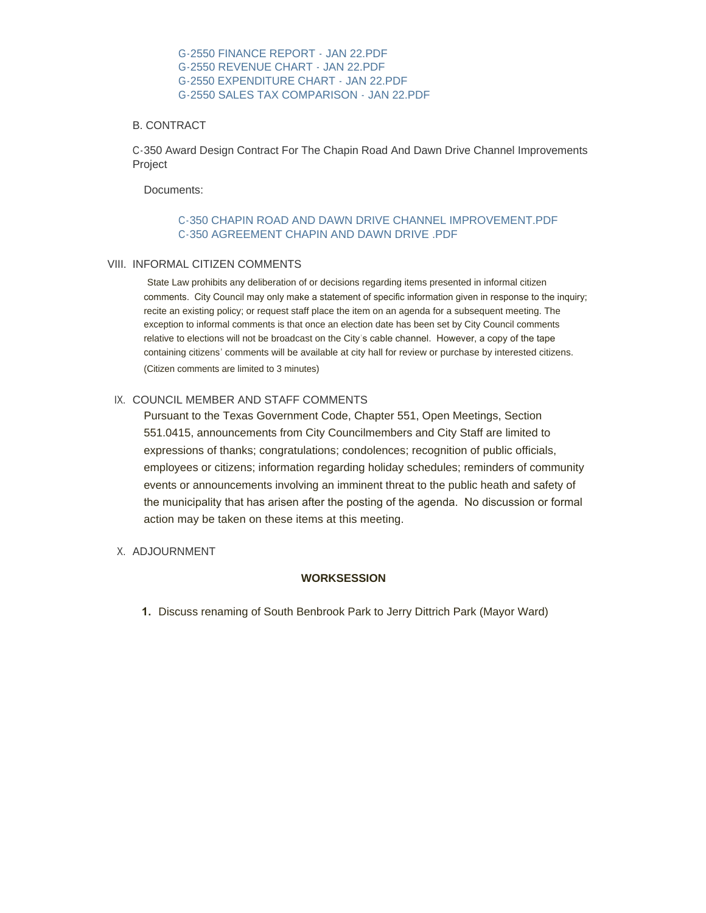G-2550 FINANCE REPORT - JAN 22.PDF
G-2550 REVENUE CHART - JAN 22.PDF
G-2550 EXPENDITURE CHART - JAN 22.PDF
G-2550 SALES TAX COMPARISON - JAN 22.PDF

B. CONTRACT

C-350 Award Design Contract For The Chapin Road And Dawn Drive Channel Improvements Project

Documents:

C-350 CHAPIN ROAD AND DAWN DRIVE CHANNEL IMPROVEMENT.PDF
C-350 AGREEMENT CHAPIN AND DAWN DRIVE .PDF

VIII. INFORMAL CITIZEN COMMENTS

State Law prohibits any deliberation of or decisions regarding items presented in informal citizen comments. City Council may only make a statement of specific information given in response to the inquiry; recite an existing policy; or request staff place the item on an agenda for a subsequent meeting. The exception to informal comments is that once an election date has been set by City Council comments relative to elections will not be broadcast on the City's cable channel. However, a copy of the tape containing citizens' comments will be available at city hall for review or purchase by interested citizens. (Citizen comments are limited to 3 minutes)

IX. COUNCIL MEMBER AND STAFF COMMENTS

Pursuant to the Texas Government Code, Chapter 551, Open Meetings, Section 551.0415, announcements from City Councilmembers and City Staff are limited to expressions of thanks; congratulations; condolences; recognition of public officials, employees or citizens; information regarding holiday schedules; reminders of community events or announcements involving an imminent threat to the public heath and safety of the municipality that has arisen after the posting of the agenda. No discussion or formal action may be taken on these items at this meeting.

X. ADJOURNMENT

**WORKSESSION**

1. Discuss renaming of South Benbrook Park to Jerry Dittrich Park (Mayor Ward)